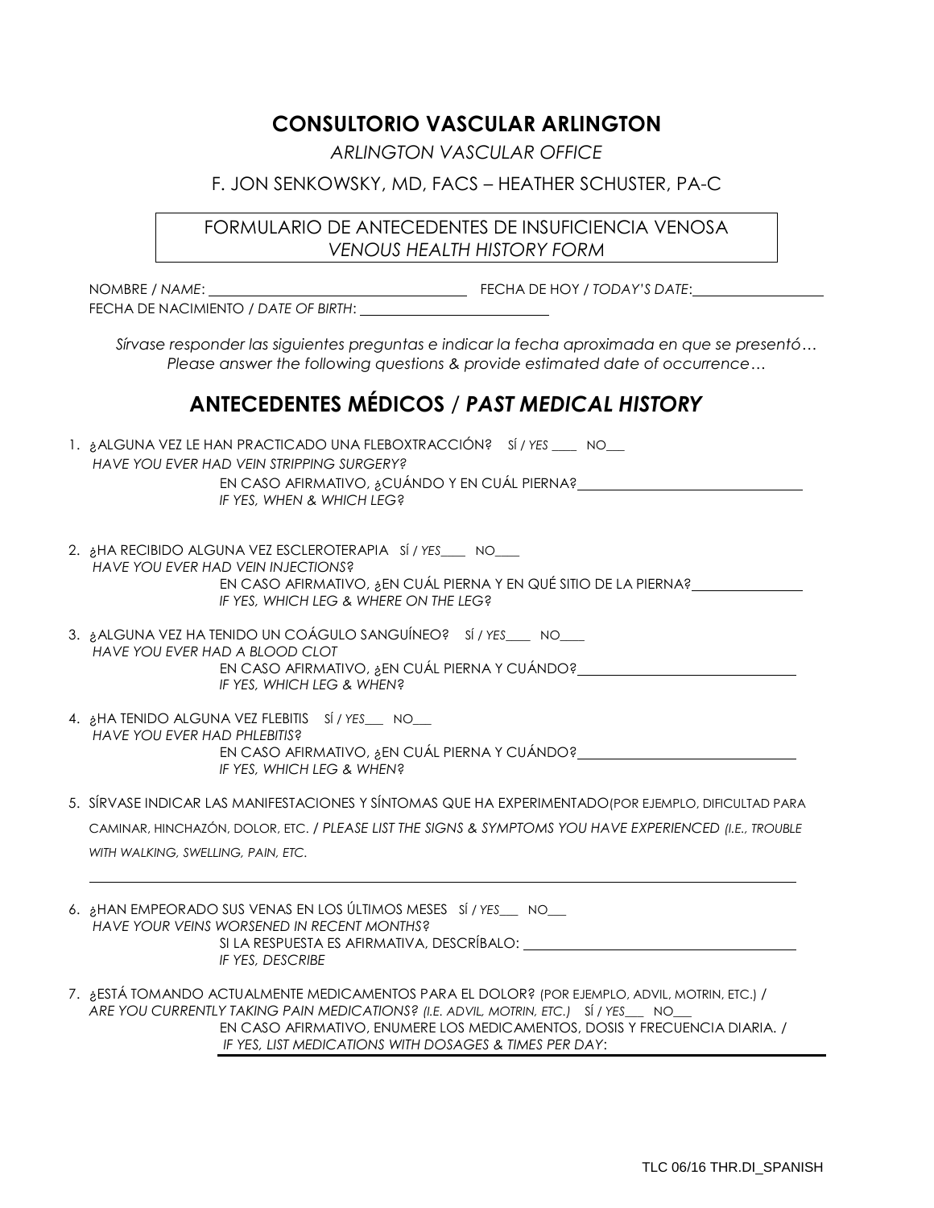# CONSULTORIO VASCULAR ARLINGTON

*ARLINGTON VASCULAR OFFICE*

F. JON SENKOWSKY, MD, FACS – HEATHER SCHUSTER, PA-C

FORMULARIO DE ANTECEDENTES DE INSUFICIENCIA VENOSA
*VENOUS HEALTH HISTORY FORM*

NOMBRE / *NAME*: ____________________ FECHA DE HOY / *TODAY'S DATE*: ____________

FECHA DE NACIMIENTO / *DATE OF BIRTH*: ____________________

*Sírvase responder las siguientes preguntas e indicar la fecha aproximada en que se presentó…*
*Please answer the following questions & provide estimated date of occurrence…*

## ANTECEDENTES MÉDICOS / *PAST MEDICAL HISTORY*

1. ¿ALGUNA VEZ LE HAN PRACTICADO UNA FLEBOXTRACCIÓN? SÍ / *YES* ____ NO___
   *HAVE YOU EVER HAD VEIN STRIPPING SURGERY?*
   EN CASO AFIRMATIVO, ¿CUÁNDO Y EN CUÁL PIERNA? ____________________
   *IF YES, WHEN & WHICH LEG?*

2. ¿HA RECIBIDO ALGUNA VEZ ESCLEROTERAPIA SÍ / *YES*____ NO____
   *HAVE YOU EVER HAD VEIN INJECTIONS?*
   EN CASO AFIRMATIVO, ¿EN CUÁL PIERNA Y EN QUÉ SITIO DE LA PIERNA? ____________
   *IF YES, WHICH LEG & WHERE ON THE LEG?*

3. ¿ALGUNA VEZ HA TENIDO UN COÁGULO SANGUÍNEO? SÍ / *YES*____ NO____
   *HAVE YOU EVER HAD A BLOOD CLOT*
   EN CASO AFIRMATIVO, ¿EN CUÁL PIERNA Y CUÁNDO? ____________________
   *IF YES, WHICH LEG & WHEN?*

4. ¿HA TENIDO ALGUNA VEZ FLEBITIS SÍ / *YES*___ NO___
   *HAVE YOU EVER HAD PHLEBITIS?*
   EN CASO AFIRMATIVO, ¿EN CUÁL PIERNA Y CUÁNDO? ____________________
   *IF YES, WHICH LEG & WHEN?*

5. SÍRVASE INDICAR LAS MANIFESTACIONES Y SÍNTOMAS QUE HA EXPERIMENTADO(POR EJEMPLO, DIFICULTAD PARA CAMINAR, HINCHAZÓN, DOLOR, ETC. / *PLEASE LIST THE SIGNS & SYMPTOMS YOU HAVE EXPERIENCED (I.E., TROUBLE WITH WALKING, SWELLING, PAIN, ETC.*

   ________________________________________

6. ¿HAN EMPEORADO SUS VENAS EN LOS ÚLTIMOS MESES SÍ / *YES*___ NO___
   *HAVE YOUR VEINS WORSENED IN RECENT MONTHS?*
   SI LA RESPUESTA ES AFIRMATIVA, DESCRÍBALO: ____________________
   *IF YES, DESCRIBE*

7. ¿ESTÁ TOMANDO ACTUALMENTE MEDICAMENTOS PARA EL DOLOR? (POR EJEMPLO, ADVIL, MOTRIN, ETC.) / *ARE YOU CURRENTLY TAKING PAIN MEDICATIONS? (I.E. ADVIL, MOTRIN, ETC.)* SÍ / *YES*___ NO___
   EN CASO AFIRMATIVO, ENUMERE LOS MEDICAMENTOS, DOSIS Y FRECUENCIA DIARIA. / *IF YES, LIST MEDICATIONS WITH DOSAGES & TIMES PER DAY*:
   ________________________________________

TLC 06/16 THR.DI_SPANISH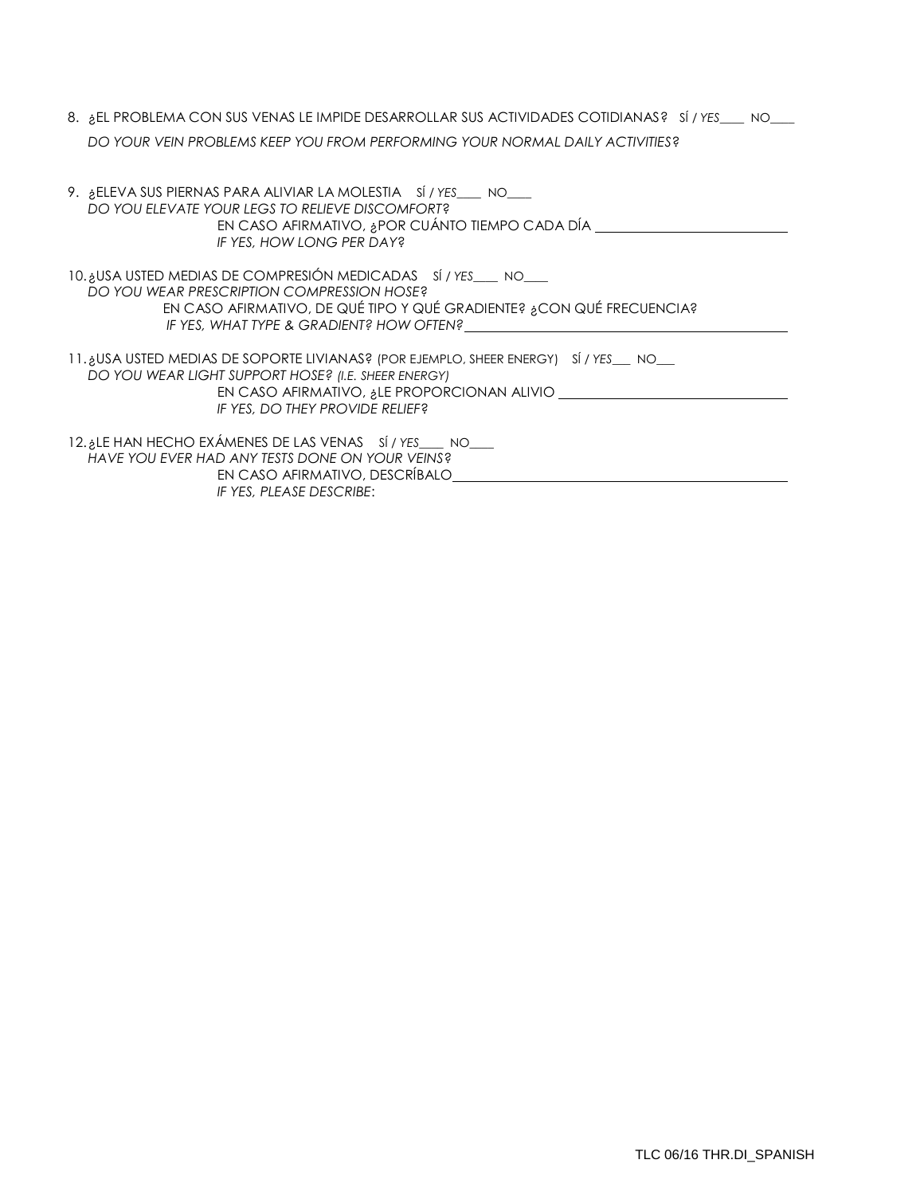8. ¿EL PROBLEMA CON SUS VENAS LE IMPIDE DESARROLLAR SUS ACTIVIDADES COTIDIANAS? SÍ / *YES*____ NO____

   *DO YOUR VEIN PROBLEMS KEEP YOU FROM PERFORMING YOUR NORMAL DAILY ACTIVITIES?*

9. ¿ELEVA SUS PIERNAS PARA ALIVIAR LA MOLESTIA SÍ / *YES*____ NO____

   *DO YOU ELEVATE YOUR LEGS TO RELIEVE DISCOMFORT?*

   EN CASO AFIRMATIVO, ¿POR CUÁNTO TIEMPO CADA DÍA ____________________________

   *IF YES, HOW LONG PER DAY?*

10. ¿USA USTED MEDIAS DE COMPRESIÓN MEDICADAS SÍ / *YES*____ NO____

    *DO YOU WEAR PRESCRIPTION COMPRESSION HOSE?*

    EN CASO AFIRMATIVO, DE QUÉ TIPO Y QUÉ GRADIENTE? ¿CON QUÉ FRECUENCIA?

    *IF YES, WHAT TYPE & GRADIENT? HOW OFTEN?*______________________________________________

11. ¿USA USTED MEDIAS DE SOPORTE LIVIANAS? (POR EJEMPLO, SHEER ENERGY) SÍ / *YES*___ NO___

    *DO YOU WEAR LIGHT SUPPORT HOSE? (I.E. SHEER ENERGY)*

    EN CASO AFIRMATIVO, ¿LE PROPORCIONAN ALIVIO _________________________________

    *IF YES, DO THEY PROVIDE RELIEF?*

12. ¿LE HAN HECHO EXÁMENES DE LAS VENAS SÍ / *YES*____ NO____

    *HAVE YOU EVER HAD ANY TESTS DONE ON YOUR VEINS?*

    EN CASO AFIRMATIVO, DESCRÍBALO______________________________________________

    *IF YES, PLEASE DESCRIBE*:

TLC 06/16 THR.DI_SPANISH